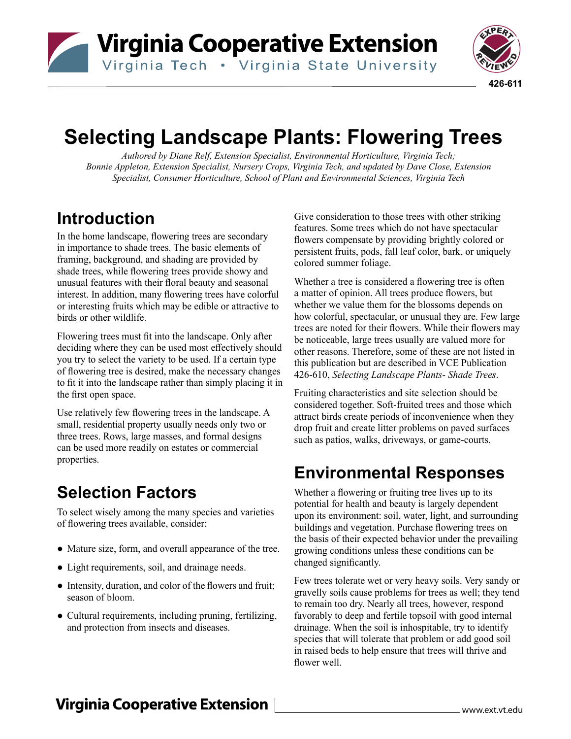426-611

# Selecting Landscape Plants: Flowering Trees

*Authored by Diane Relf, Extension Specialist, Environmental Horticulture, Virginia Tech; Bonnie Appleton, Extension Specialist, Nursery Crops, Virginia Tech, and updated by Dave Close, Extension Specialist, Consumer Horticulture, School of Plant and Environmental Sciences, Virginia Tech*

## Introduction

In the home landscape, flowering trees are secondary in importance to shade trees. The basic elements of framing, background, and shading are provided by shade trees, while flowering trees provide showy and unusual features with their floral beauty and seasonal interest. In addition, many flowering trees have colorful or interesting fruits which may be edible or attractive to birds or other wildlife.

Flowering trees must fit into the landscape. Only after deciding where they can be used most effectively should you try to select the variety to be used. If a certain type of flowering tree is desired, make the necessary changes to fit it into the landscape rather than simply placing it in the first open space.

Use relatively few flowering trees in the landscape. A small, residential property usually needs only two or three trees. Rows, large masses, and formal designs can be used more readily on estates or commercial properties.

## Selection Factors

To select wisely among the many species and varieties of flowering trees available, consider:

- Mature size, form, and overall appearance of the tree.
- Light requirements, soil, and drainage needs.
- Intensity, duration, and color of the flowers and fruit; season of bloom.
- Cultural requirements, including pruning, fertilizing, and protection from insects and diseases.

Give consideration to those trees with other striking features. Some trees which do not have spectacular flowers compensate by providing brightly colored or persistent fruits, pods, fall leaf color, bark, or uniquely colored summer foliage.

Whether a tree is considered a flowering tree is often a matter of opinion. All trees produce flowers, but whether we value them for the blossoms depends on how colorful, spectacular, or unusual they are. Few large trees are noted for their flowers. While their flowers may be noticeable, large trees usually are valued more for other reasons. Therefore, some of these are not listed in this publication but are described in VCE Publication 426-610, *Selecting Landscape Plants- Shade Trees*.

Fruiting characteristics and site selection should be considered together. Soft-fruited trees and those which attract birds create periods of inconvenience when they drop fruit and create litter problems on paved surfaces such as patios, walks, driveways, or game-courts.

## Environmental Responses

Whether a flowering or fruiting tree lives up to its potential for health and beauty is largely dependent upon its environment: soil, water, light, and surrounding buildings and vegetation. Purchase flowering trees on the basis of their expected behavior under the prevailing growing conditions unless these conditions can be changed significantly.

Few trees tolerate wet or very heavy soils. Very sandy or gravelly soils cause problems for trees as well; they tend to remain too dry. Nearly all trees, however, respond favorably to deep and fertile topsoil with good internal drainage. When the soil is inhospitable, try to identify species that will tolerate that problem or add good soil in raised beds to help ensure that trees will thrive and flower well.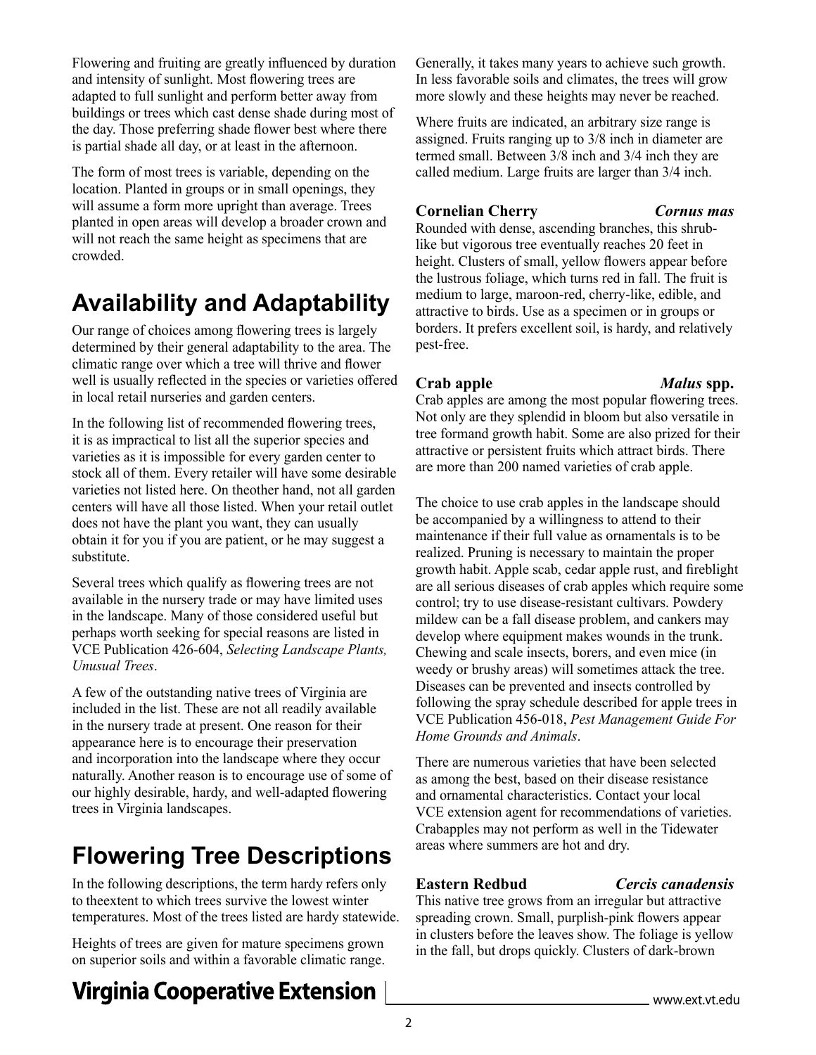Flowering and fruiting are greatly influenced by duration and intensity of sunlight. Most flowering trees are adapted to full sunlight and perform better away from buildings or trees which cast dense shade during most of the day. Those preferring shade flower best where there is partial shade all day, or at least in the afternoon.

The form of most trees is variable, depending on the location. Planted in groups or in small openings, they will assume a form more upright than average. Trees planted in open areas will develop a broader crown and will not reach the same height as specimens that are crowded.

## Availability and Adaptability

Our range of choices among flowering trees is largely determined by their general adaptability to the area. The climatic range over which a tree will thrive and flower well is usually reflected in the species or varieties offered in local retail nurseries and garden centers.

In the following list of recommended flowering trees, it is as impractical to list all the superior species and varieties as it is impossible for every garden center to stock all of them. Every retailer will have some desirable varieties not listed here. On theother hand, not all garden centers will have all those listed. When your retail outlet does not have the plant you want, they can usually obtain it for you if you are patient, or he may suggest a substitute.

Several trees which qualify as flowering trees are not available in the nursery trade or may have limited uses in the landscape. Many of those considered useful but perhaps worth seeking for special reasons are listed in VCE Publication 426-604, *Selecting Landscape Plants, Unusual Trees*.

A few of the outstanding native trees of Virginia are included in the list. These are not all readily available in the nursery trade at present. One reason for their appearance here is to encourage their preservation and incorporation into the landscape where they occur naturally. Another reason is to encourage use of some of our highly desirable, hardy, and well-adapted flowering trees in Virginia landscapes.

## Flowering Tree Descriptions

In the following descriptions, the term hardy refers only to theextent to which trees survive the lowest winter temperatures. Most of the trees listed are hardy statewide.

Heights of trees are given for mature specimens grown on superior soils and within a favorable climatic range. Generally, it takes many years to achieve such growth. In less favorable soils and climates, the trees will grow more slowly and these heights may never be reached.

Where fruits are indicated, an arbitrary size range is assigned. Fruits ranging up to 3/8 inch in diameter are termed small. Between 3/8 inch and 3/4 inch they are called medium. Large fruits are larger than 3/4 inch.

**Cornelian Cherry** ***Cornus mas***
Rounded with dense, ascending branches, this shrub-like but vigorous tree eventually reaches 20 feet in height. Clusters of small, yellow flowers appear before the lustrous foliage, which turns red in fall. The fruit is medium to large, maroon-red, cherry-like, edible, and attractive to birds. Use as a specimen or in groups or borders. It prefers excellent soil, is hardy, and relatively pest-free.

**Crab apple** ***Malus* spp.**
Crab apples are among the most popular flowering trees. Not only are they splendid in bloom but also versatile in tree formand growth habit. Some are also prized for their attractive or persistent fruits which attract birds. There are more than 200 named varieties of crab apple.

The choice to use crab apples in the landscape should be accompanied by a willingness to attend to their maintenance if their full value as ornamentals is to be realized. Pruning is necessary to maintain the proper growth habit. Apple scab, cedar apple rust, and fireblight are all serious diseases of crab apples which require some control; try to use disease-resistant cultivars. Powdery mildew can be a fall disease problem, and cankers may develop where equipment makes wounds in the trunk. Chewing and scale insects, borers, and even mice (in weedy or brushy areas) will sometimes attack the tree. Diseases can be prevented and insects controlled by following the spray schedule described for apple trees in VCE Publication 456-018, *Pest Management Guide For Home Grounds and Animals*.

There are numerous varieties that have been selected as among the best, based on their disease resistance and ornamental characteristics. Contact your local VCE extension agent for recommendations of varieties. Crabapples may not perform as well in the Tidewater areas where summers are hot and dry.

**Eastern Redbud** ***Cercis canadensis***
This native tree grows from an irregular but attractive spreading crown. Small, purplish-pink flowers appear in clusters before the leaves show. The foliage is yellow in the fall, but drops quickly. Clusters of dark-brown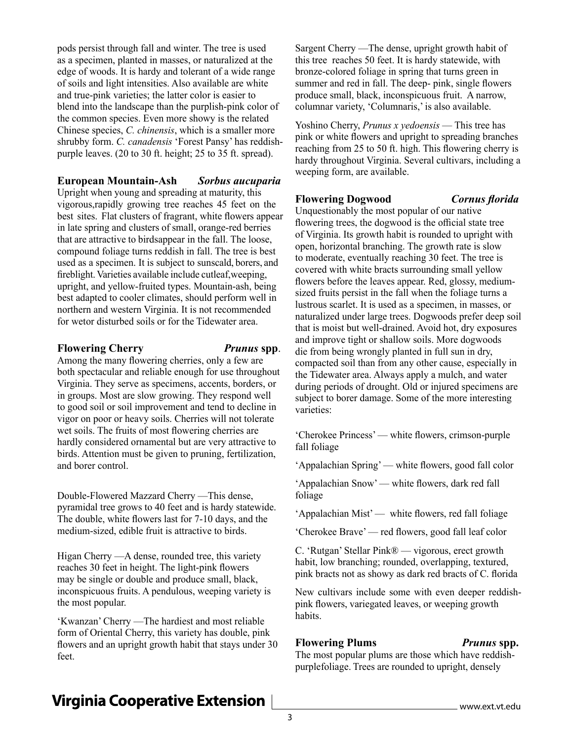pods persist through fall and winter. The tree is used as a specimen, planted in masses, or naturalized at the edge of woods. It is hardy and tolerant of a wide range of soils and light intensities. Also available are white and true-pink varieties; the latter color is easier to blend into the landscape than the purplish-pink color of the common species. Even more showy is the related Chinese species, *C. chinensis*, which is a smaller more shrubby form. *C. canadensis* 'Forest Pansy' has reddish-purple leaves. (20 to 30 ft. height; 25 to 35 ft. spread).

### European Mountain-Ash *Sorbus aucuparia*

Upright when young and spreading at maturity, this vigorous,rapidly growing tree reaches 45 feet on the best sites. Flat clusters of fragrant, white flowers appear in late spring and clusters of small, orange-red berries that are attractive to birdsappear in the fall. The loose, compound foliage turns reddish in fall. The tree is best used as a specimen. It is subject to sunscald, borers, and fireblight. Varieties available include cutleaf,weeping, upright, and yellow-fruited types. Mountain-ash, being best adapted to cooler climates, should perform well in northern and western Virginia. It is not recommended for wetor disturbed soils or for the Tidewater area.

### Flowering Cherry *Prunus* spp.

Among the many flowering cherries, only a few are both spectacular and reliable enough for use throughout Virginia. They serve as specimens, accents, borders, or in groups. Most are slow growing. They respond well to good soil or soil improvement and tend to decline in vigor on poor or heavy soils. Cherries will not tolerate wet soils. The fruits of most flowering cherries are hardly considered ornamental but are very attractive to birds. Attention must be given to pruning, fertilization, and borer control.

Double-Flowered Mazzard Cherry —This dense, pyramidal tree grows to 40 feet and is hardy statewide. The double, white flowers last for 7-10 days, and the medium-sized, edible fruit is attractive to birds.

Higan Cherry —A dense, rounded tree, this variety reaches 30 feet in height. The light-pink flowers may be single or double and produce small, black, inconspicuous fruits. A pendulous, weeping variety is the most popular.

'Kwanzan' Cherry —The hardiest and most reliable form of Oriental Cherry, this variety has double, pink flowers and an upright growth habit that stays under 30 feet.

Sargent Cherry —The dense, upright growth habit of this tree reaches 50 feet. It is hardy statewide, with bronze-colored foliage in spring that turns green in summer and red in fall. The deep- pink, single flowers produce small, black, inconspicuous fruit. A narrow, columnar variety, 'Columnaris,' is also available.

Yoshino Cherry, *Prunus x yedoensis* — This tree has pink or white flowers and upright to spreading branches reaching from 25 to 50 ft. high. This flowering cherry is hardy throughout Virginia. Several cultivars, including a weeping form, are available.

### Flowering Dogwood *Cornus florida*

Unquestionably the most popular of our native flowering trees, the dogwood is the official state tree of Virginia. Its growth habit is rounded to upright with open, horizontal branching. The growth rate is slow to moderate, eventually reaching 30 feet. The tree is covered with white bracts surrounding small yellow flowers before the leaves appear. Red, glossy, medium-sized fruits persist in the fall when the foliage turns a lustrous scarlet. It is used as a specimen, in masses, or naturalized under large trees. Dogwoods prefer deep soil that is moist but well-drained. Avoid hot, dry exposures and improve tight or shallow soils. More dogwoods die from being wrongly planted in full sun in dry, compacted soil than from any other cause, especially in the Tidewater area. Always apply a mulch, and water during periods of drought. Old or injured specimens are subject to borer damage. Some of the more interesting varieties:

'Cherokee Princess' — white flowers, crimson-purple fall foliage

'Appalachian Spring' — white flowers, good fall color

'Appalachian Snow' — white flowers, dark red fall foliage

'Appalachian Mist' — white flowers, red fall foliage

'Cherokee Brave' — red flowers, good fall leaf color

C. 'Rutgan' Stellar Pink® — vigorous, erect growth habit, low branching; rounded, overlapping, textured, pink bracts not as showy as dark red bracts of C. florida

New cultivars include some with even deeper reddish-pink flowers, variegated leaves, or weeping growth habits.

### Flowering Plums *Prunus* spp.

The most popular plums are those which have reddish-purplefoliage. Trees are rounded to upright, densely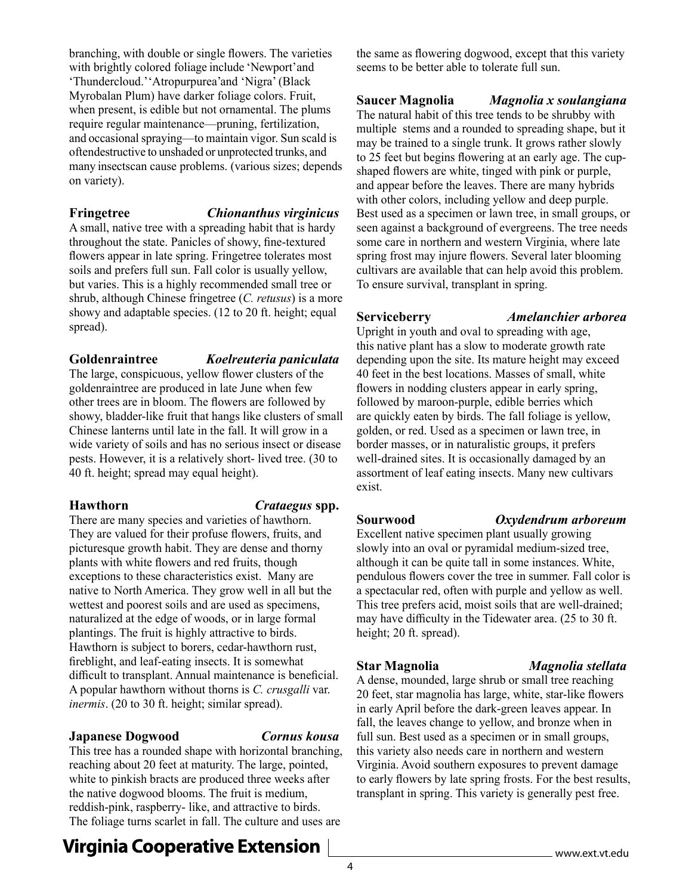branching, with double or single flowers. The varieties with brightly colored foliage include 'Newport' and 'Thundercloud.' 'Atropurpurea' and 'Nigra' (Black Myrobalan Plum) have darker foliage colors. Fruit, when present, is edible but not ornamental. The plums require regular maintenance—pruning, fertilization, and occasional spraying—to maintain vigor. Sun scald is often destructive to unshaded or unprotected trunks, and many insects can cause problems. (various sizes; depends on variety).

**Fringetree** ***Chionanthus virginicus***
A small, native tree with a spreading habit that is hardy throughout the state. Panicles of showy, fine-textured flowers appear in late spring. Fringetree tolerates most soils and prefers full sun. Fall color is usually yellow, but varies. This is a highly recommended small tree or shrub, although Chinese fringetree (*C. retusus*) is a more showy and adaptable species. (12 to 20 ft. height; equal spread).

**Goldenraintree** ***Koelreuteria paniculata***
The large, conspicuous, yellow flower clusters of the goldenraintree are produced in late June when few other trees are in bloom. The flowers are followed by showy, bladder-like fruit that hangs like clusters of small Chinese lanterns until late in the fall. It will grow in a wide variety of soils and has no serious insect or disease pests. However, it is a relatively short- lived tree. (30 to 40 ft. height; spread may equal height).

**Hawthorn** ***Crataegus* spp.**
There are many species and varieties of hawthorn. They are valued for their profuse flowers, fruits, and picturesque growth habit. They are dense and thorny plants with white flowers and red fruits, though exceptions to these characteristics exist. Many are native to North America. They grow well in all but the wettest and poorest soils and are used as specimens, naturalized at the edge of woods, or in large formal plantings. The fruit is highly attractive to birds. Hawthorn is subject to borers, cedar-hawthorn rust, fireblight, and leaf-eating insects. It is somewhat difficult to transplant. Annual maintenance is beneficial. A popular hawthorn without thorns is *C. crusgalli* var. *inermis*. (20 to 30 ft. height; similar spread).

**Japanese Dogwood** ***Cornus kousa***
This tree has a rounded shape with horizontal branching, reaching about 20 feet at maturity. The large, pointed, white to pinkish bracts are produced three weeks after the native dogwood blooms. The fruit is medium, reddish-pink, raspberry- like, and attractive to birds. The foliage turns scarlet in fall. The culture and uses are the same as flowering dogwood, except that this variety seems to be better able to tolerate full sun.

**Saucer Magnolia** ***Magnolia x soulangiana***
The natural habit of this tree tends to be shrubby with multiple stems and a rounded to spreading shape, but it may be trained to a single trunk. It grows rather slowly to 25 feet but begins flowering at an early age. The cup-shaped flowers are white, tinged with pink or purple, and appear before the leaves. There are many hybrids with other colors, including yellow and deep purple. Best used as a specimen or lawn tree, in small groups, or seen against a background of evergreens. The tree needs some care in northern and western Virginia, where late spring frost may injure flowers. Several later blooming cultivars are available that can help avoid this problem. To ensure survival, transplant in spring.

**Serviceberry** ***Amelanchier arborea***
Upright in youth and oval to spreading with age, this native plant has a slow to moderate growth rate depending upon the site. Its mature height may exceed 40 feet in the best locations. Masses of small, white flowers in nodding clusters appear in early spring, followed by maroon-purple, edible berries which are quickly eaten by birds. The fall foliage is yellow, golden, or red. Used as a specimen or lawn tree, in border masses, or in naturalistic groups, it prefers well-drained sites. It is occasionally damaged by an assortment of leaf eating insects. Many new cultivars exist.

**Sourwood** ***Oxydendrum arboreum***
Excellent native specimen plant usually growing slowly into an oval or pyramidal medium-sized tree, although it can be quite tall in some instances. White, pendulous flowers cover the tree in summer. Fall color is a spectacular red, often with purple and yellow as well. This tree prefers acid, moist soils that are well-drained; may have difficulty in the Tidewater area. (25 to 30 ft. height; 20 ft. spread).

**Star Magnolia** ***Magnolia stellata***
A dense, mounded, large shrub or small tree reaching 20 feet, star magnolia has large, white, star-like flowers in early April before the dark-green leaves appear. In fall, the leaves change to yellow, and bronze when in full sun. Best used as a specimen or in small groups, this variety also needs care in northern and western Virginia. Avoid southern exposures to prevent damage to early flowers by late spring frosts. For the best results, transplant in spring. This variety is generally pest free.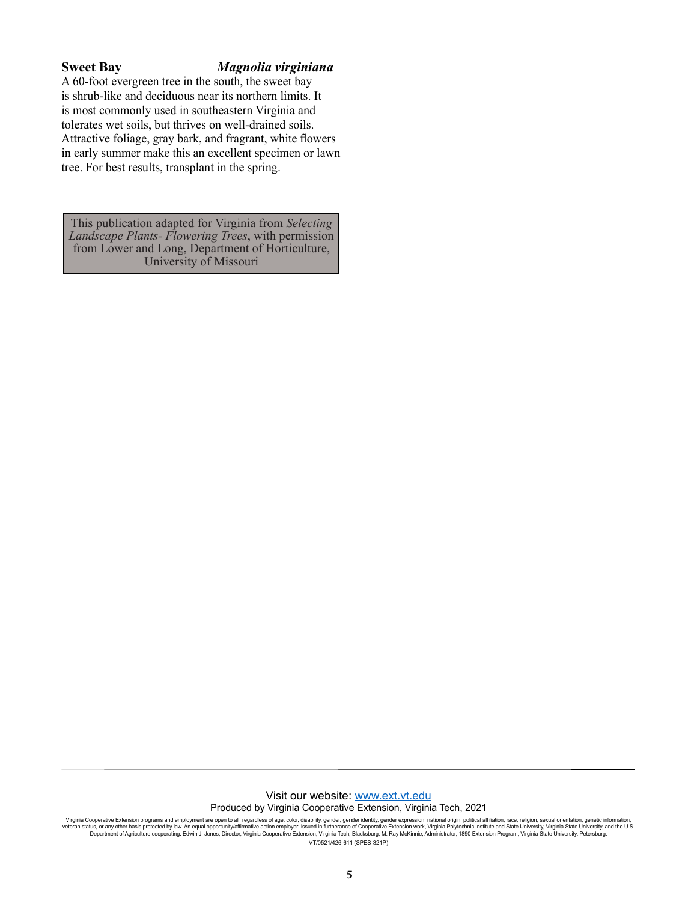**Sweet Bay** *Magnolia virginiana*

A 60-foot evergreen tree in the south, the sweet bay is shrub-like and deciduous near its northern limits. It is most commonly used in southeastern Virginia and tolerates wet soils, but thrives on well-drained soils. Attractive foliage, gray bark, and fragrant, white flowers in early summer make this an excellent specimen or lawn tree. For best results, transplant in the spring.

This publication adapted for Virginia from *Selecting Landscape Plants- Flowering Trees*, with permission from Lower and Long, Department of Horticulture, University of Missouri

---

Visit our website: www.ext.vt.edu

Produced by Virginia Cooperative Extension, Virginia Tech, 2021

Virginia Cooperative Extension programs and employment are open to all, regardless of age, color, disability, gender, gender identity, gender expression, national origin, political affiliation, race, religion, sexual orientation, genetic information, veteran status, or any other basis protected by law. An equal opportunity/affirmative action employer. Issued in furtherance of Cooperative Extension work, Virginia Polytechnic Institute and State University, Virginia State University, and the U.S. Department of Agriculture cooperating. Edwin J. Jones, Director, Virginia Cooperative Extension, Virginia Tech, Blacksburg; M. Ray McKinnie, Administrator, 1890 Extension Program, Virginia State University, Petersburg.

VT/0521/426-611 (SPES-321P)